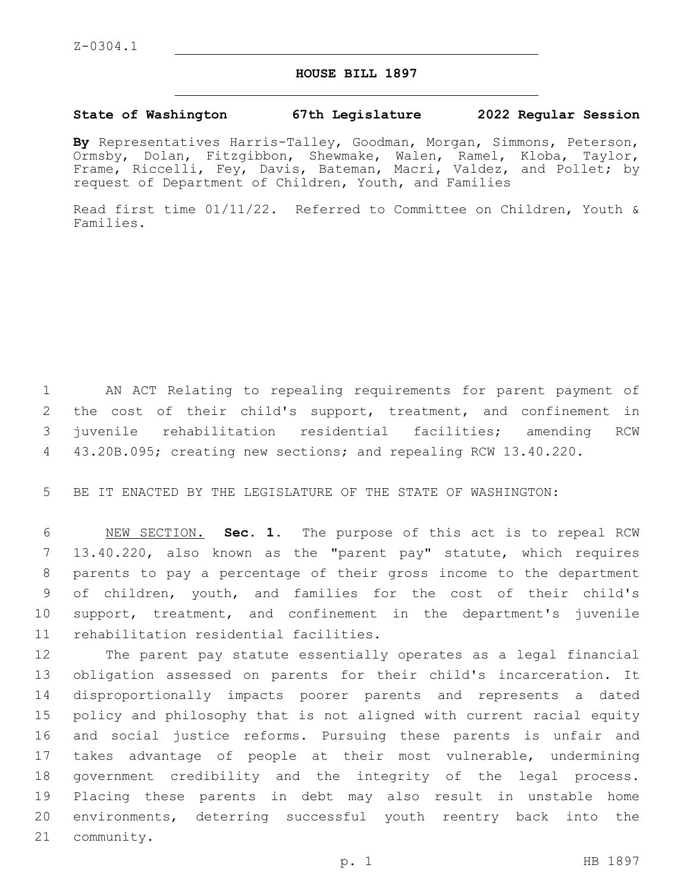Z-0304.1

# HOUSE BILL 1897

**State of Washington 67th Legislature 2022 Regular Session**

**By** Representatives Harris-Talley, Goodman, Morgan, Simmons, Peterson, Ormsby, Dolan, Fitzgibbon, Shewmake, Walen, Ramel, Kloba, Taylor, Frame, Riccelli, Fey, Davis, Bateman, Macri, Valdez, and Pollet; by request of Department of Children, Youth, and Families

Read first time 01/11/22. Referred to Committee on Children, Youth & Families.

AN ACT Relating to repealing requirements for parent payment of the cost of their child's support, treatment, and confinement in juvenile rehabilitation residential facilities; amending RCW 43.20B.095; creating new sections; and repealing RCW 13.40.220.

BE IT ENACTED BY THE LEGISLATURE OF THE STATE OF WASHINGTON:

NEW SECTION. **Sec. 1.** The purpose of this act is to repeal RCW 13.40.220, also known as the "parent pay" statute, which requires parents to pay a percentage of their gross income to the department of children, youth, and families for the cost of their child's support, treatment, and confinement in the department's juvenile rehabilitation residential facilities.

The parent pay statute essentially operates as a legal financial obligation assessed on parents for their child's incarceration. It disproportionally impacts poorer parents and represents a dated policy and philosophy that is not aligned with current racial equity and social justice reforms. Pursuing these parents is unfair and takes advantage of people at their most vulnerable, undermining government credibility and the integrity of the legal process. Placing these parents in debt may also result in unstable home environments, deterring successful youth reentry back into the community.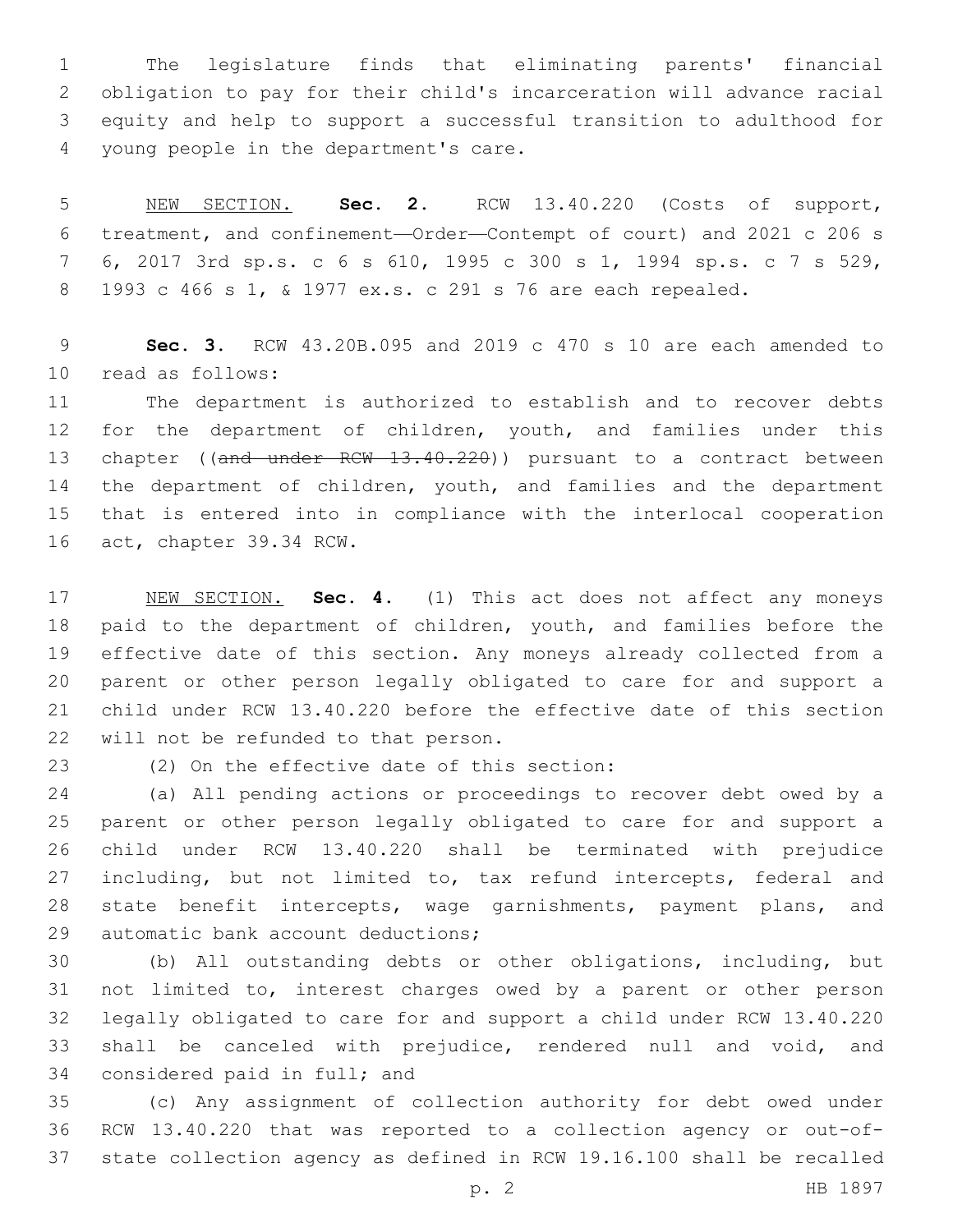The legislature finds that eliminating parents' financial obligation to pay for their child's incarceration will advance racial equity and help to support a successful transition to adulthood for young people in the department's care.

NEW SECTION. **Sec. 2.** RCW 13.40.220 (Costs of support, treatment, and confinement—Order—Contempt of court) and 2021 c 206 s 6, 2017 3rd sp.s. c 6 s 610, 1995 c 300 s 1, 1994 sp.s. c 7 s 529, 1993 c 466 s 1, & 1977 ex.s. c 291 s 76 are each repealed.

**Sec. 3.** RCW 43.20B.095 and 2019 c 470 s 10 are each amended to read as follows:

The department is authorized to establish and to recover debts for the department of children, youth, and families under this chapter ((~~and under RCW 13.40.220~~)) pursuant to a contract between the department of children, youth, and families and the department that is entered into in compliance with the interlocal cooperation act, chapter 39.34 RCW.

NEW SECTION. **Sec. 4.** (1) This act does not affect any moneys paid to the department of children, youth, and families before the effective date of this section. Any moneys already collected from a parent or other person legally obligated to care for and support a child under RCW 13.40.220 before the effective date of this section will not be refunded to that person.

(2) On the effective date of this section:

(a) All pending actions or proceedings to recover debt owed by a parent or other person legally obligated to care for and support a child under RCW 13.40.220 shall be terminated with prejudice including, but not limited to, tax refund intercepts, federal and state benefit intercepts, wage garnishments, payment plans, and automatic bank account deductions;

(b) All outstanding debts or other obligations, including, but not limited to, interest charges owed by a parent or other person legally obligated to care for and support a child under RCW 13.40.220 shall be canceled with prejudice, rendered null and void, and considered paid in full; and

(c) Any assignment of collection authority for debt owed under RCW 13.40.220 that was reported to a collection agency or out-of-state collection agency as defined in RCW 19.16.100 shall be recalled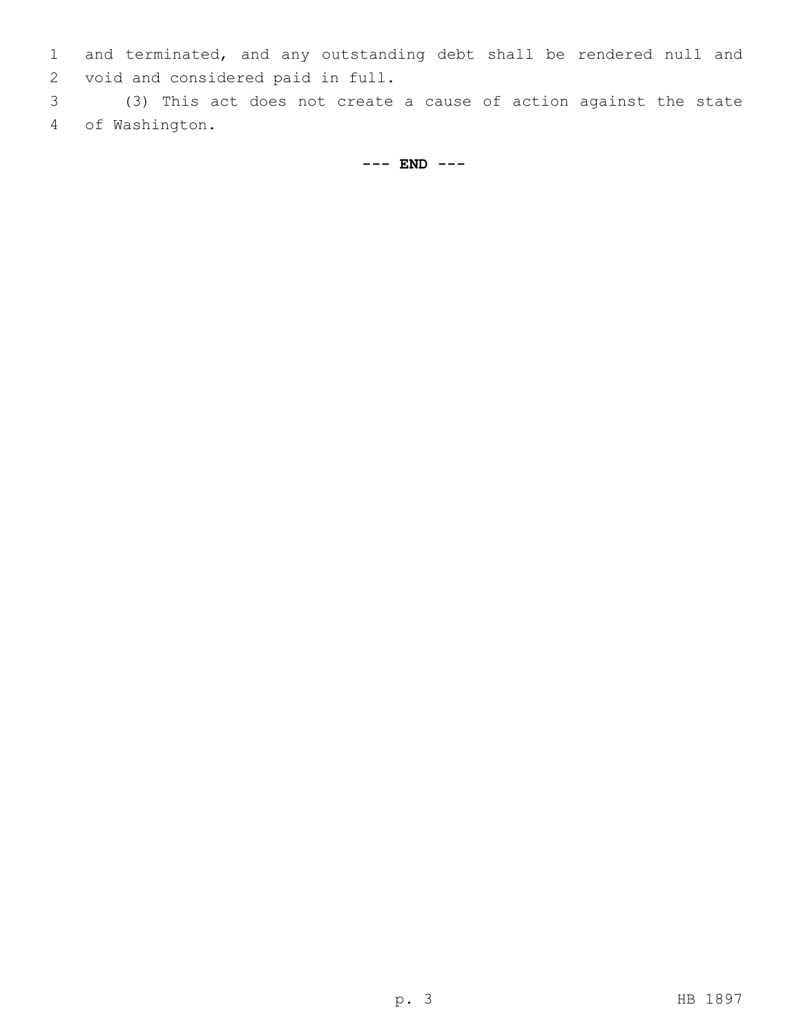and terminated, and any outstanding debt shall be rendered null and void and considered paid in full.

(3) This act does not create a cause of action against the state of Washington.

**--- END ---**